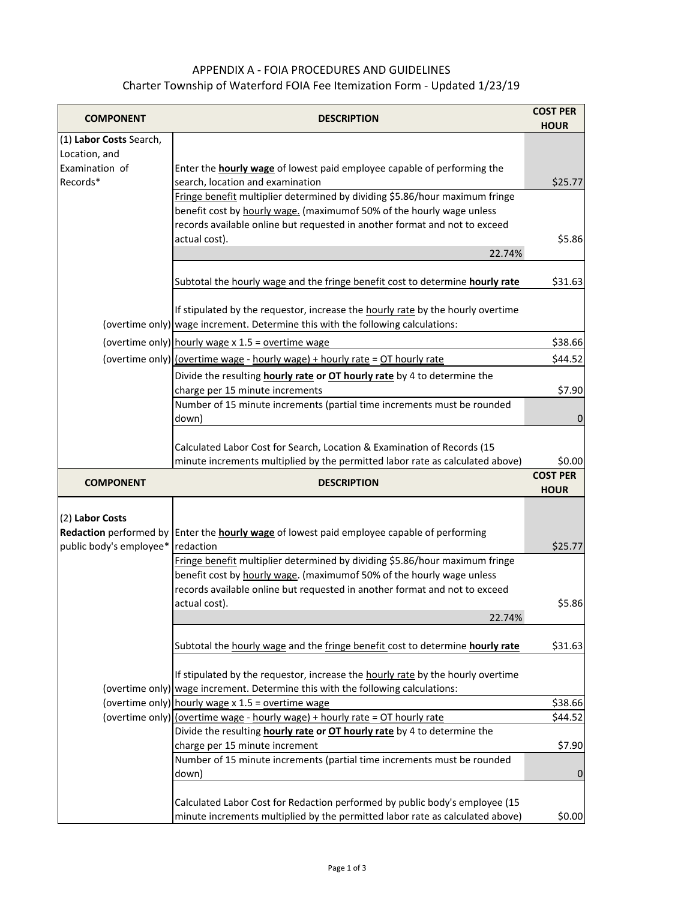# APPENDIX A - FOIA PROCEDURES AND GUIDELINES

## Charter Township of Waterford FOIA Fee Itemization Form - Updated 1/23/19

| COMPONENT | DESCRIPTION | COST PER HOUR |
|---|---|---|
| (1) **Labor Costs** Search, Location, and Examination of Records* | Enter the **hourly wage** of lowest paid employee capable of performing the search, location and examination | $25.77 |
| | Fringe benefit multiplier determined by dividing $5.86/hour maximum fringe benefit cost by hourly wage. (maximumof 50% of the hourly wage unless records available online but requested in another format and not to exceed actual cost). | $5.86 |
| | 22.74% | |
| | Subtotal the hourly wage and the fringe benefit cost to determine **hourly rate** | $31.63 |
| (overtime only) | If stipulated by the requestor, increase the hourly rate by the hourly overtime wage increment. Determine this with the following calculations: | |
| (overtime only) | hourly wage x 1.5 = overtime wage | $38.66 |
| (overtime only) | (overtime wage - hourly wage) + hourly rate = OT hourly rate | $44.52 |
| | Divide the resulting **hourly rate** or **OT hourly rate** by 4 to determine the charge per 15 minute increments | $7.90 |
| | Number of 15 minute increments (partial time increments must be rounded down) | 0 |
| | Calculated Labor Cost for Search, Location & Examination of Records (15 minute increments multiplied by the permitted labor rate as calculated above) | $0.00 |

| COMPONENT | DESCRIPTION | COST PER HOUR |
|---|---|---|
| (2) **Labor Costs Redaction** performed by public body's employee* | Enter the **hourly wage** of lowest paid employee capable of performing redaction | $25.77 |
| | Fringe benefit multiplier determined by dividing $5.86/hour maximum fringe benefit cost by hourly wage. (maximumof 50% of the hourly wage unless records available online but requested in another format and not to exceed actual cost). | $5.86 |
| | 22.74% | |
| | Subtotal the hourly wage and the fringe benefit cost to determine **hourly rate** | $31.63 |
| (overtime only) | If stipulated by the requestor, increase the hourly rate by the hourly overtime wage increment. Determine this with the following calculations: | |
| (overtime only) | hourly wage x 1.5 = overtime wage | $38.66 |
| (overtime only) | (overtime wage - hourly wage) + hourly rate = OT hourly rate | $44.52 |
| | Divide the resulting **hourly rate** or **OT hourly rate** by 4 to determine the charge per 15 minute increment | $7.90 |
| | Number of 15 minute increments (partial time increments must be rounded down) | 0 |
| | Calculated Labor Cost for Redaction performed by public body's employee (15 minute increments multiplied by the permitted labor rate as calculated above) | $0.00 |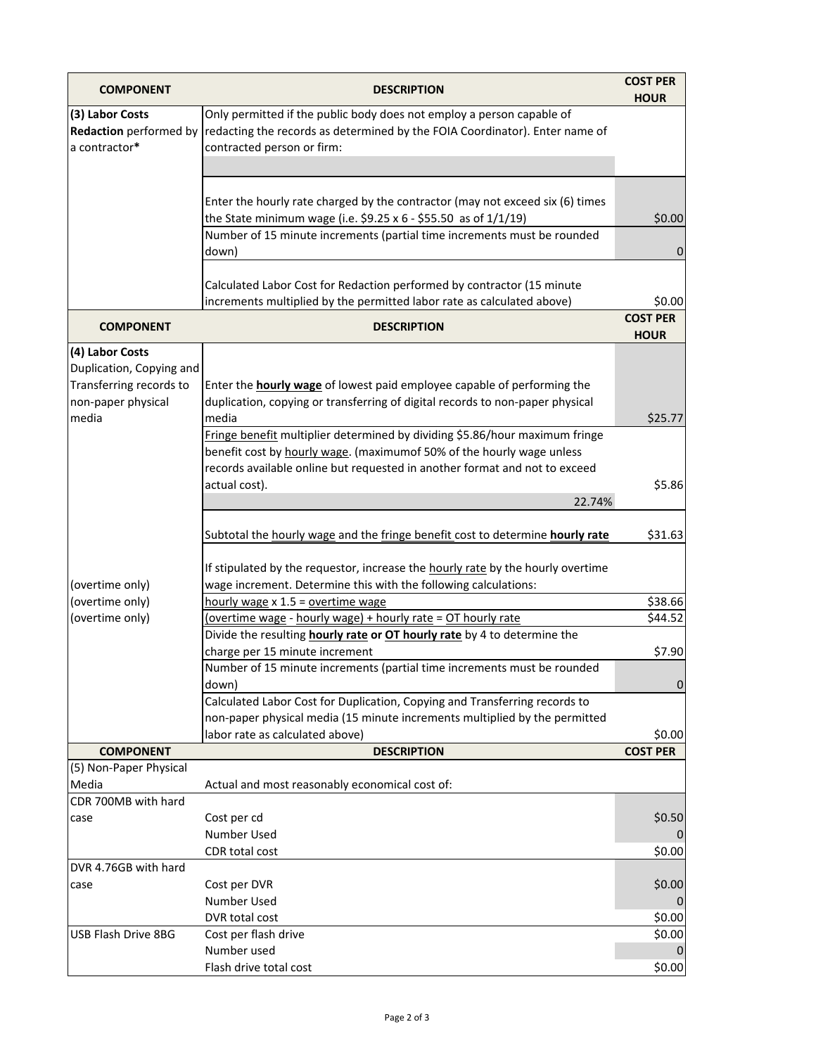| COMPONENT | DESCRIPTION | COST PER HOUR |
| --- | --- | --- |
| **(3) Labor Costs Redaction** performed by a contractor* | Only permitted if the public body does not employ a person capable of redacting the records as determined by the FOIA Coordinator). Enter name of contracted person or firm: | |
| | | |
| | Enter the hourly rate charged by the contractor (may not exceed six (6) times the State minimum wage (i.e. $9.25 x 6 - $55.50 as of 1/1/19) | $0.00 |
| | Number of 15 minute increments (partial time increments must be rounded down) | 0 |
| | Calculated Labor Cost for Redaction performed by contractor (15 minute increments multiplied by the permitted labor rate as calculated above) | $0.00 |

| COMPONENT | DESCRIPTION | COST PER HOUR |
| --- | --- | --- |
| **(4) Labor Costs** Duplication, Copying and Transferring records to non-paper physical media | Enter the **hourly wage** of lowest paid employee capable of performing the duplication, copying or transferring of digital records to non-paper physical media | $25.77 |
| | Fringe benefit multiplier determined by dividing $5.86/hour maximum fringe benefit cost by hourly wage. (maximumof 50% of the hourly wage unless records available online but requested in another format and not to exceed actual cost). | $5.86 |
| | 22.74% | |
| | Subtotal the hourly wage and the fringe benefit cost to determine **hourly rate** | $31.63 |
| (overtime only) | If stipulated by the requestor, increase the hourly rate by the hourly overtime wage increment. Determine this with the following calculations: | |
| (overtime only) | hourly wage x 1.5 = overtime wage | $38.66 |
| (overtime only) | (overtime wage - hourly wage) + hourly rate = OT hourly rate | $44.52 |
| | Divide the resulting **hourly rate** or **OT hourly rate** by 4 to determine the charge per 15 minute increment | $7.90 |
| | Number of 15 minute increments (partial time increments must be rounded down) | 0 |
| | Calculated Labor Cost for Duplication, Copying and Transferring records to non-paper physical media (15 minute increments multiplied by the permitted labor rate as calculated above) | $0.00 |

| COMPONENT | DESCRIPTION | COST PER |
| --- | --- | --- |
| (5) Non-Paper Physical Media | Actual and most reasonably economical cost of: | |
| CDR 700MB with hard case | Cost per cd | $0.50 |
| | Number Used | 0 |
| | CDR total cost | $0.00 |
| DVR 4.76GB with hard case | Cost per DVR | $0.00 |
| | Number Used | 0 |
| | DVR total cost | $0.00 |
| USB Flash Drive 8BG | Cost per flash drive | $0.00 |
| | Number used | 0 |
| | Flash drive total cost | $0.00 |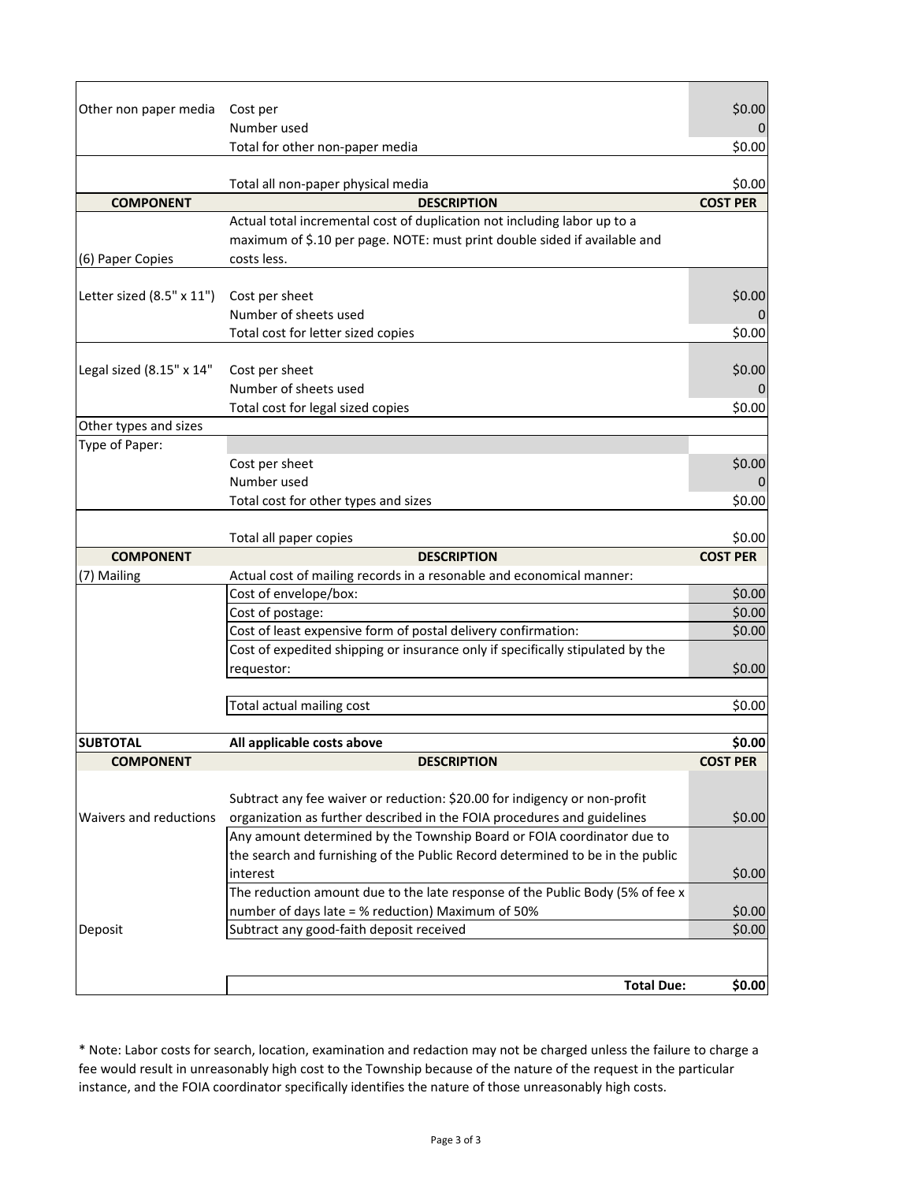| | | |
|---|---|---|
| Other non paper media | Cost per | $0.00 |
| | Number used | 0 |
| | Total for other non-paper media | $0.00 |
| | | |
| | Total all non-paper physical media | $0.00 |
| **COMPONENT** | **DESCRIPTION** | **COST PER** |
| (6) Paper Copies | Actual total incremental cost of duplication not including labor up to a maximum of $.10 per page. NOTE: must print double sided if available and costs less. | |
| | | |
| Letter sized (8.5" x 11") | Cost per sheet | $0.00 |
| | Number of sheets used | 0 |
| | Total cost for letter sized copies | $0.00 |
| | | |
| Legal sized (8.15" x 14" | Cost per sheet | $0.00 |
| | Number of sheets used | 0 |
| | Total cost for legal sized copies | $0.00 |
| Other types and sizes | | |
| Type of Paper: | | |
| | Cost per sheet | $0.00 |
| | Number used | 0 |
| | Total cost for other types and sizes | $0.00 |
| | | |
| | Total all paper copies | $0.00 |
| **COMPONENT** | **DESCRIPTION** | **COST PER** |
| (7) Mailing | Actual cost of mailing records in a resonable and economical manner: | |
| | Cost of envelope/box: | $0.00 |
| | Cost of postage: | $0.00 |
| | Cost of least expensive form of postal delivery confirmation: | $0.00 |
| | Cost of expedited shipping or insurance only if specifically stipulated by the requestor: | $0.00 |
| | | |
| | Total actual mailing cost | $0.00 |
| | | |
| **SUBTOTAL** | **All applicable costs above** | **$0.00** |
| **COMPONENT** | **DESCRIPTION** | **COST PER** |
| Waivers and reductions | Subtract any fee waiver or reduction: $20.00 for indigency or non-profit organization as further described in the FOIA procedures and guidelines | $0.00 |
| | Any amount determined by the Township Board or FOIA coordinator due to the search and furnishing of the Public Record determined to be in the public interest | $0.00 |
| | The reduction amount due to the late response of the Public Body (5% of fee x number of days late = % reduction) Maximum of 50% | $0.00 |
| Deposit | Subtract any good-faith deposit received | $0.00 |
| | | |
| | **Total Due:** | **$0.00** |

* Note: Labor costs for search, location, examination and redaction may not be charged unless the failure to charge a fee would result in unreasonably high cost to the Township because of the nature of the request in the particular instance, and the FOIA coordinator specifically identifies the nature of those unreasonably high costs.